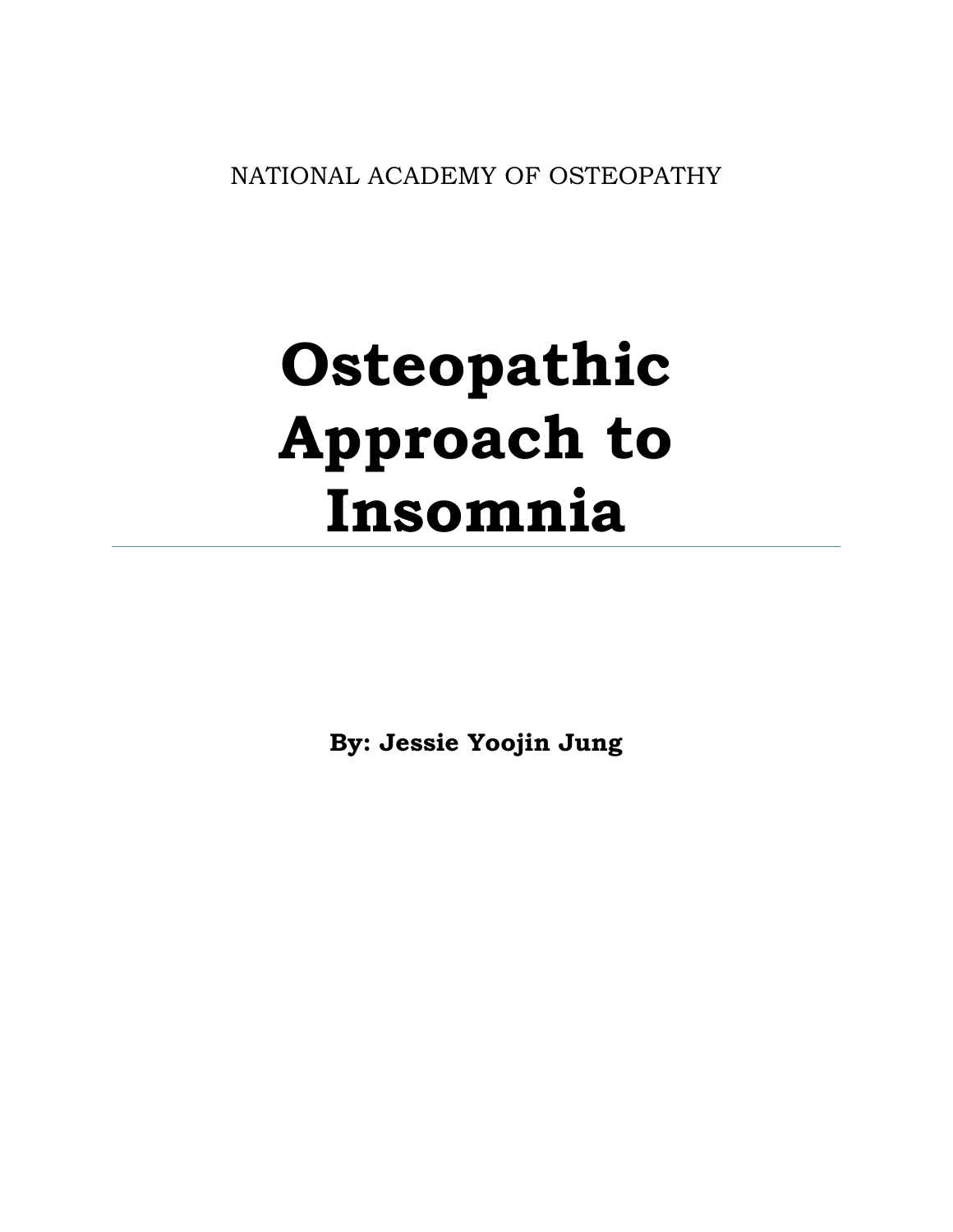NATIONAL ACADEMY OF OSTEOPATHY

# Osteopathic Approach to Insomnia

---

**By: Jessie Yoojin Jung**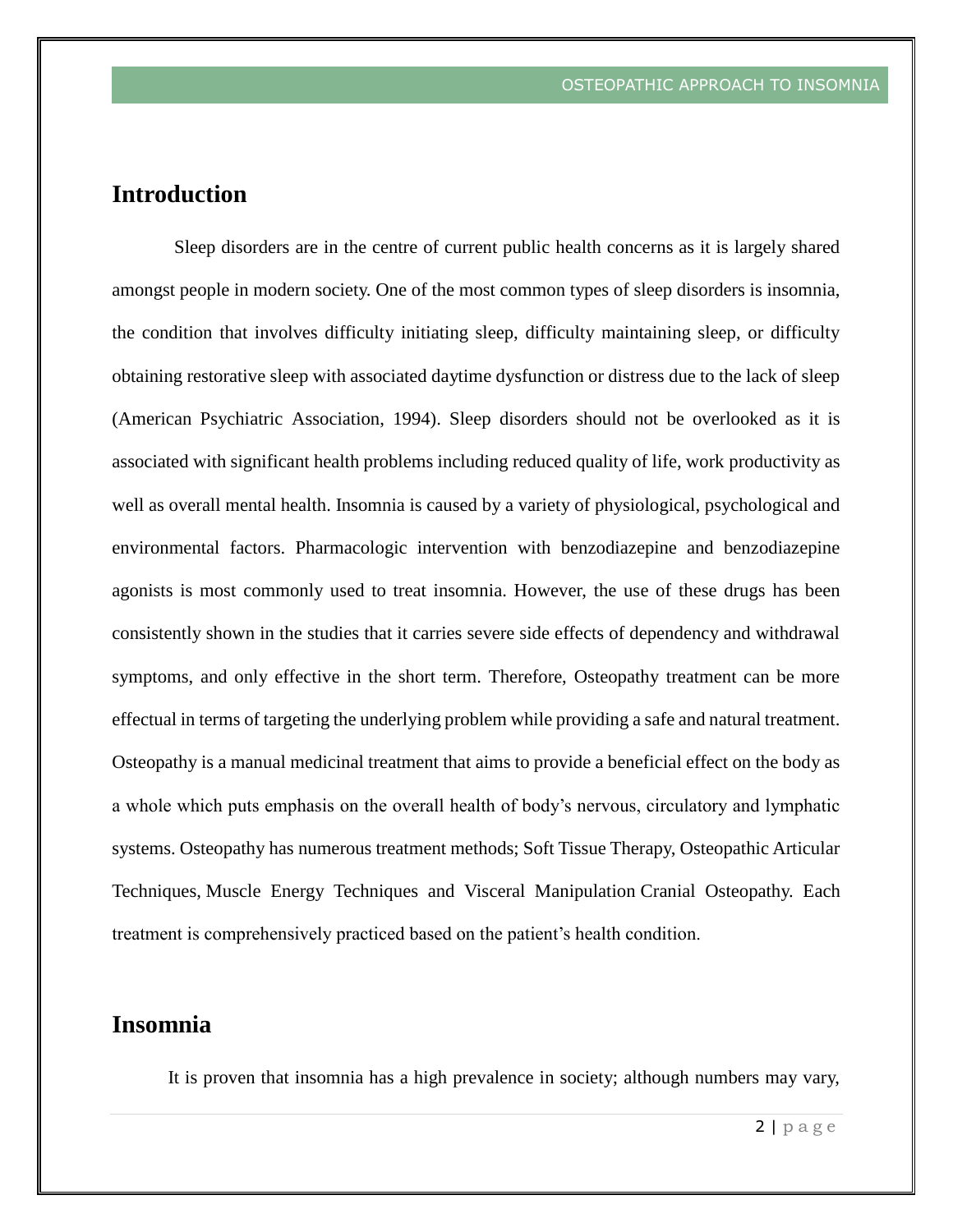## Introduction

Sleep disorders are in the centre of current public health concerns as it is largely shared amongst people in modern society. One of the most common types of sleep disorders is insomnia, the condition that involves difficulty initiating sleep, difficulty maintaining sleep, or difficulty obtaining restorative sleep with associated daytime dysfunction or distress due to the lack of sleep (American Psychiatric Association, 1994). Sleep disorders should not be overlooked as it is associated with significant health problems including reduced quality of life, work productivity as well as overall mental health. Insomnia is caused by a variety of physiological, psychological and environmental factors. Pharmacologic intervention with benzodiazepine and benzodiazepine agonists is most commonly used to treat insomnia. However, the use of these drugs has been consistently shown in the studies that it carries severe side effects of dependency and withdrawal symptoms, and only effective in the short term. Therefore, Osteopathy treatment can be more effectual in terms of targeting the underlying problem while providing a safe and natural treatment. Osteopathy is a manual medicinal treatment that aims to provide a beneficial effect on the body as a whole which puts emphasis on the overall health of body's nervous, circulatory and lymphatic systems. Osteopathy has numerous treatment methods; Soft Tissue Therapy, Osteopathic Articular Techniques, Muscle Energy Techniques and Visceral Manipulation Cranial Osteopathy. Each treatment is comprehensively practiced based on the patient's health condition.

## Insomnia

It is proven that insomnia has a high prevalence in society; although numbers may vary,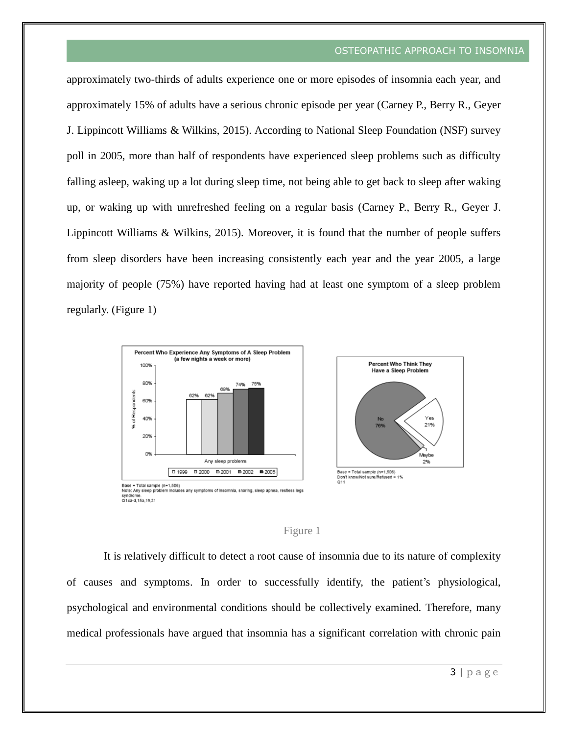approximately two-thirds of adults experience one or more episodes of insomnia each year, and approximately 15% of adults have a serious chronic episode per year (Carney P., Berry R., Geyer J. Lippincott Williams & Wilkins, 2015). According to National Sleep Foundation (NSF) survey poll in 2005, more than half of respondents have experienced sleep problems such as difficulty falling asleep, waking up a lot during sleep time, not being able to get back to sleep after waking up, or waking up with unrefreshed feeling on a regular basis (Carney P., Berry R., Geyer J. Lippincott Williams & Wilkins, 2015). Moreover, it is found that the number of people suffers from sleep disorders have been increasing consistently each year and the year 2005, a large majority of people (75%) have reported having had at least one symptom of a sleep problem regularly. (Figure 1)

Figure 1

It is relatively difficult to detect a root cause of insomnia due to its nature of complexity of causes and symptoms. In order to successfully identify, the patient's physiological, psychological and environmental conditions should be collectively examined. Therefore, many medical professionals have argued that insomnia has a significant correlation with chronic pain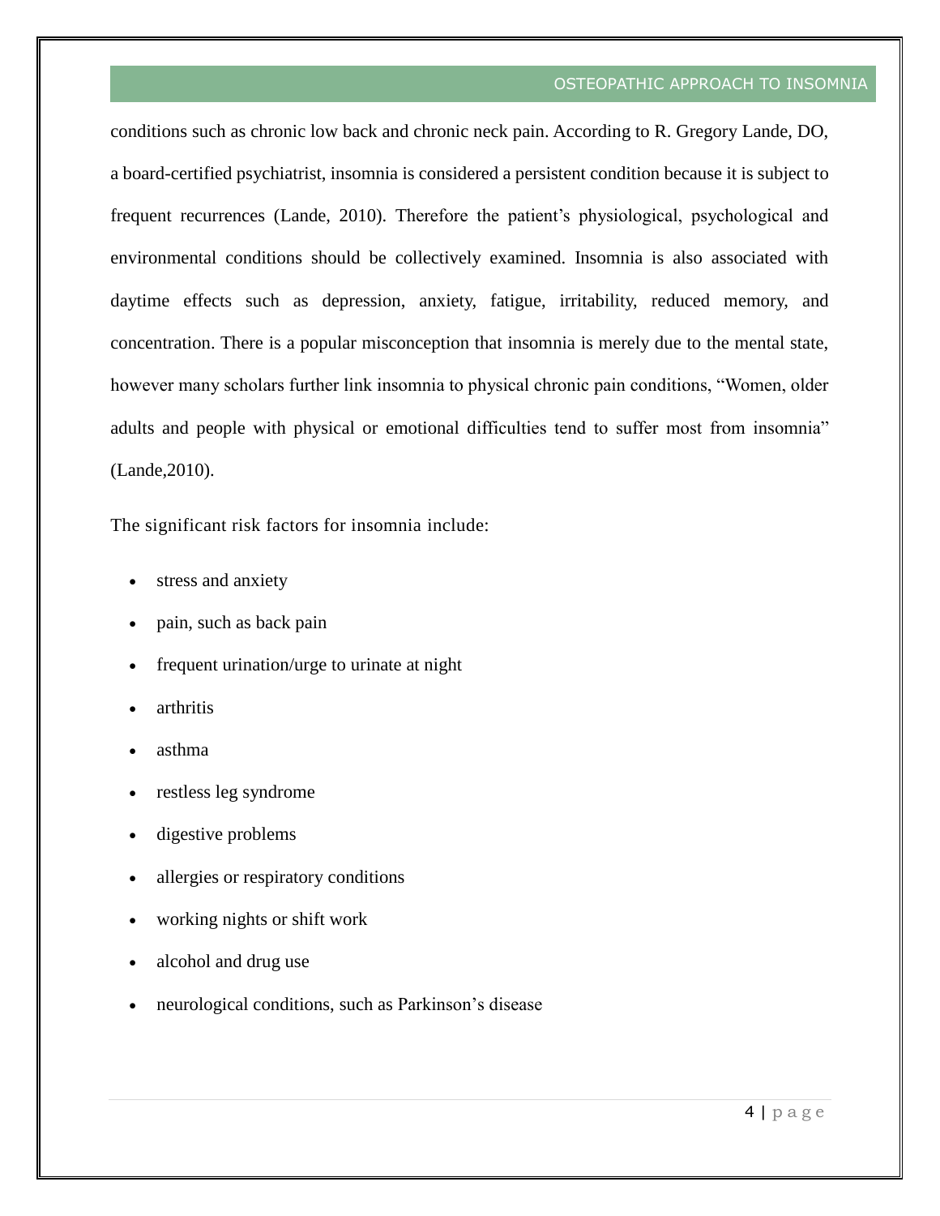conditions such as chronic low back and chronic neck pain. According to R. Gregory Lande, DO, a board-certified psychiatrist, insomnia is considered a persistent condition because it is subject to frequent recurrences (Lande, 2010). Therefore the patient's physiological, psychological and environmental conditions should be collectively examined. Insomnia is also associated with daytime effects such as depression, anxiety, fatigue, irritability, reduced memory, and concentration. There is a popular misconception that insomnia is merely due to the mental state, however many scholars further link insomnia to physical chronic pain conditions, "Women, older adults and people with physical or emotional difficulties tend to suffer most from insomnia" (Lande,2010).

The significant risk factors for insomnia include:

- stress and anxiety
- pain, such as back pain
- frequent urination/urge to urinate at night
- arthritis
- asthma
- restless leg syndrome
- digestive problems
- allergies or respiratory conditions
- working nights or shift work
- alcohol and drug use
- neurological conditions, such as Parkinson's disease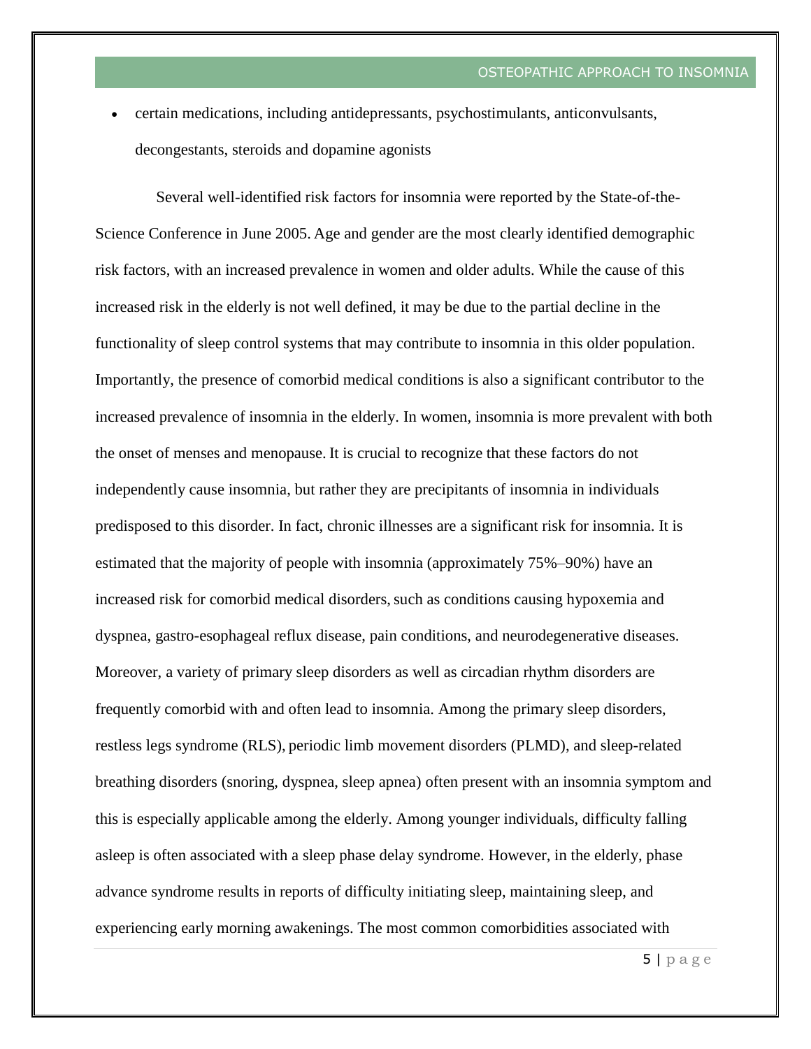- certain medications, including antidepressants, psychostimulants, anticonvulsants, decongestants, steroids and dopamine agonists

Several well-identified risk factors for insomnia were reported by the State-of-the-Science Conference in June 2005. Age and gender are the most clearly identified demographic risk factors, with an increased prevalence in women and older adults. While the cause of this increased risk in the elderly is not well defined, it may be due to the partial decline in the functionality of sleep control systems that may contribute to insomnia in this older population. Importantly, the presence of comorbid medical conditions is also a significant contributor to the increased prevalence of insomnia in the elderly. In women, insomnia is more prevalent with both the onset of menses and menopause. It is crucial to recognize that these factors do not independently cause insomnia, but rather they are precipitants of insomnia in individuals predisposed to this disorder. In fact, chronic illnesses are a significant risk for insomnia. It is estimated that the majority of people with insomnia (approximately 75%–90%) have an increased risk for comorbid medical disorders, such as conditions causing hypoxemia and dyspnea, gastro-esophageal reflux disease, pain conditions, and neurodegenerative diseases. Moreover, a variety of primary sleep disorders as well as circadian rhythm disorders are frequently comorbid with and often lead to insomnia. Among the primary sleep disorders, restless legs syndrome (RLS), periodic limb movement disorders (PLMD), and sleep-related breathing disorders (snoring, dyspnea, sleep apnea) often present with an insomnia symptom and this is especially applicable among the elderly. Among younger individuals, difficulty falling asleep is often associated with a sleep phase delay syndrome. However, in the elderly, phase advance syndrome results in reports of difficulty initiating sleep, maintaining sleep, and experiencing early morning awakenings. The most common comorbidities associated with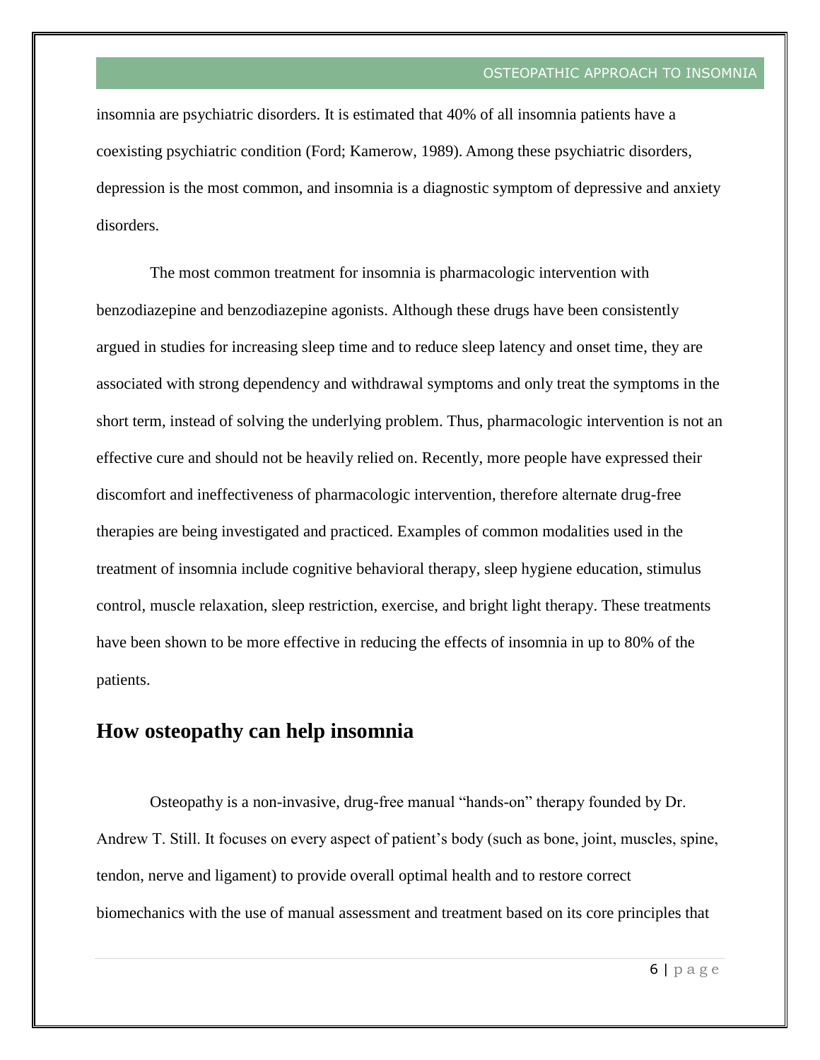insomnia are psychiatric disorders. It is estimated that 40% of all insomnia patients have a coexisting psychiatric condition (Ford; Kamerow, 1989). Among these psychiatric disorders, depression is the most common, and insomnia is a diagnostic symptom of depressive and anxiety disorders.

The most common treatment for insomnia is pharmacologic intervention with benzodiazepine and benzodiazepine agonists. Although these drugs have been consistently argued in studies for increasing sleep time and to reduce sleep latency and onset time, they are associated with strong dependency and withdrawal symptoms and only treat the symptoms in the short term, instead of solving the underlying problem. Thus, pharmacologic intervention is not an effective cure and should not be heavily relied on. Recently, more people have expressed their discomfort and ineffectiveness of pharmacologic intervention, therefore alternate drug-free therapies are being investigated and practiced. Examples of common modalities used in the treatment of insomnia include cognitive behavioral therapy, sleep hygiene education, stimulus control, muscle relaxation, sleep restriction, exercise, and bright light therapy. These treatments have been shown to be more effective in reducing the effects of insomnia in up to 80% of the patients.

## How osteopathy can help insomnia

Osteopathy is a non-invasive, drug-free manual "hands-on" therapy founded by Dr. Andrew T. Still. It focuses on every aspect of patient's body (such as bone, joint, muscles, spine, tendon, nerve and ligament) to provide overall optimal health and to restore correct biomechanics with the use of manual assessment and treatment based on its core principles that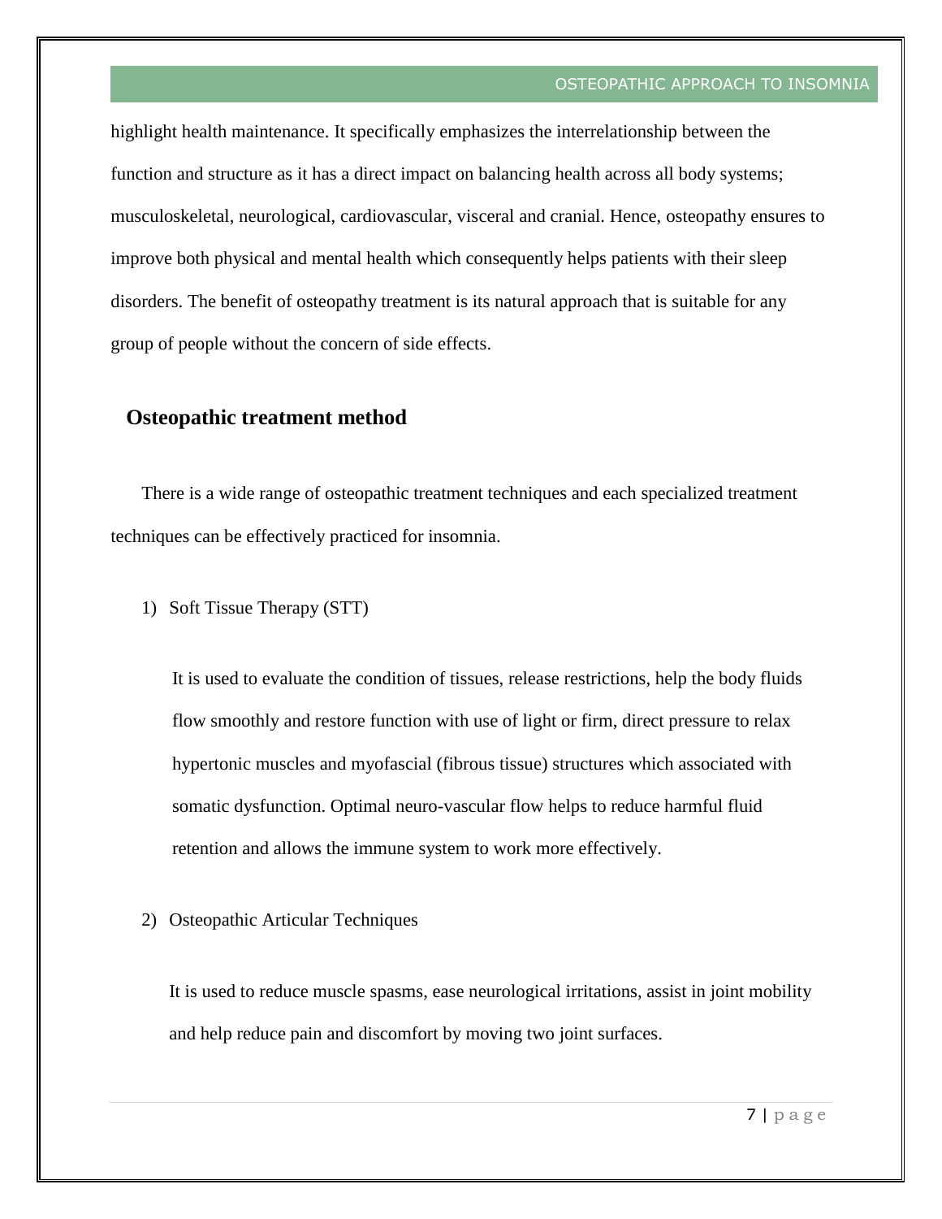highlight health maintenance. It specifically emphasizes the interrelationship between the function and structure as it has a direct impact on balancing health across all body systems; musculoskeletal, neurological, cardiovascular, visceral and cranial. Hence, osteopathy ensures to improve both physical and mental health which consequently helps patients with their sleep disorders. The benefit of osteopathy treatment is its natural approach that is suitable for any group of people without the concern of side effects.

## Osteopathic treatment method

There is a wide range of osteopathic treatment techniques and each specialized treatment techniques can be effectively practiced for insomnia.

1) Soft Tissue Therapy (STT)

   It is used to evaluate the condition of tissues, release restrictions, help the body fluids flow smoothly and restore function with use of light or firm, direct pressure to relax hypertonic muscles and myofascial (fibrous tissue) structures which associated with somatic dysfunction. Optimal neuro-vascular flow helps to reduce harmful fluid retention and allows the immune system to work more effectively.

2) Osteopathic Articular Techniques

   It is used to reduce muscle spasms, ease neurological irritations, assist in joint mobility and help reduce pain and discomfort by moving two joint surfaces.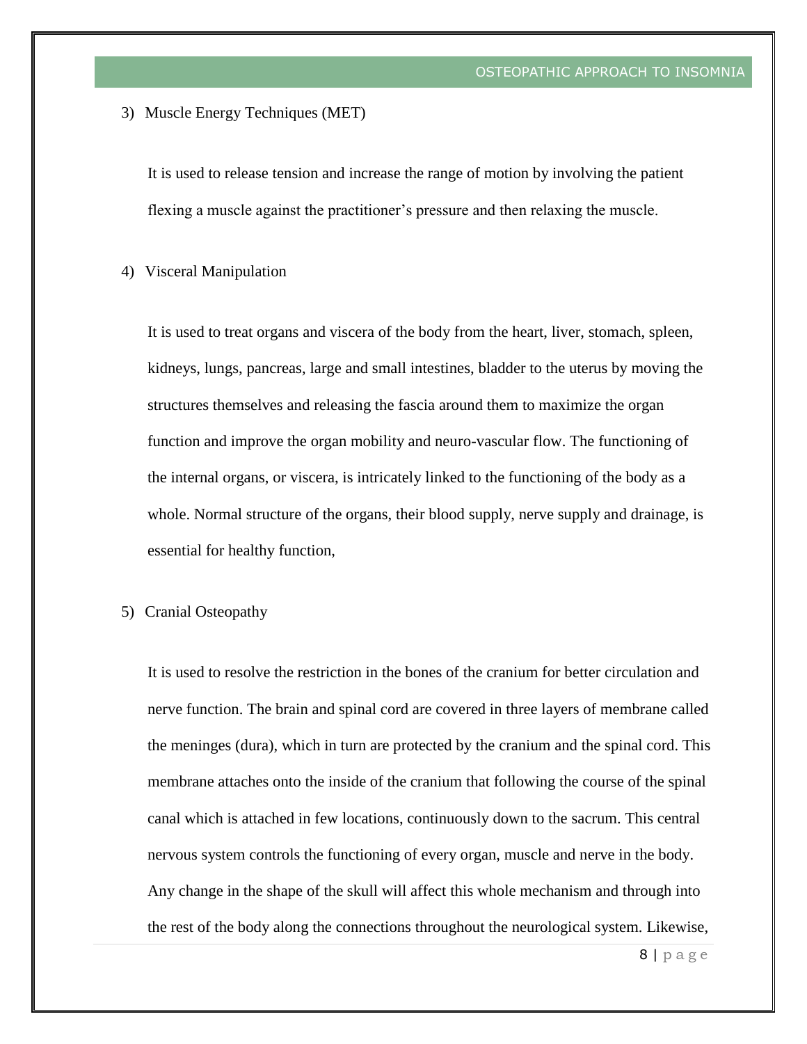3) Muscle Energy Techniques (MET)

It is used to release tension and increase the range of motion by involving the patient flexing a muscle against the practitioner's pressure and then relaxing the muscle.

4) Visceral Manipulation

It is used to treat organs and viscera of the body from the heart, liver, stomach, spleen, kidneys, lungs, pancreas, large and small intestines, bladder to the uterus by moving the structures themselves and releasing the fascia around them to maximize the organ function and improve the organ mobility and neuro-vascular flow. The functioning of the internal organs, or viscera, is intricately linked to the functioning of the body as a whole. Normal structure of the organs, their blood supply, nerve supply and drainage, is essential for healthy function,

5) Cranial Osteopathy

It is used to resolve the restriction in the bones of the cranium for better circulation and nerve function. The brain and spinal cord are covered in three layers of membrane called the meninges (dura), which in turn are protected by the cranium and the spinal cord. This membrane attaches onto the inside of the cranium that following the course of the spinal canal which is attached in few locations, continuously down to the sacrum. This central nervous system controls the functioning of every organ, muscle and nerve in the body. Any change in the shape of the skull will affect this whole mechanism and through into the rest of the body along the connections throughout the neurological system. Likewise,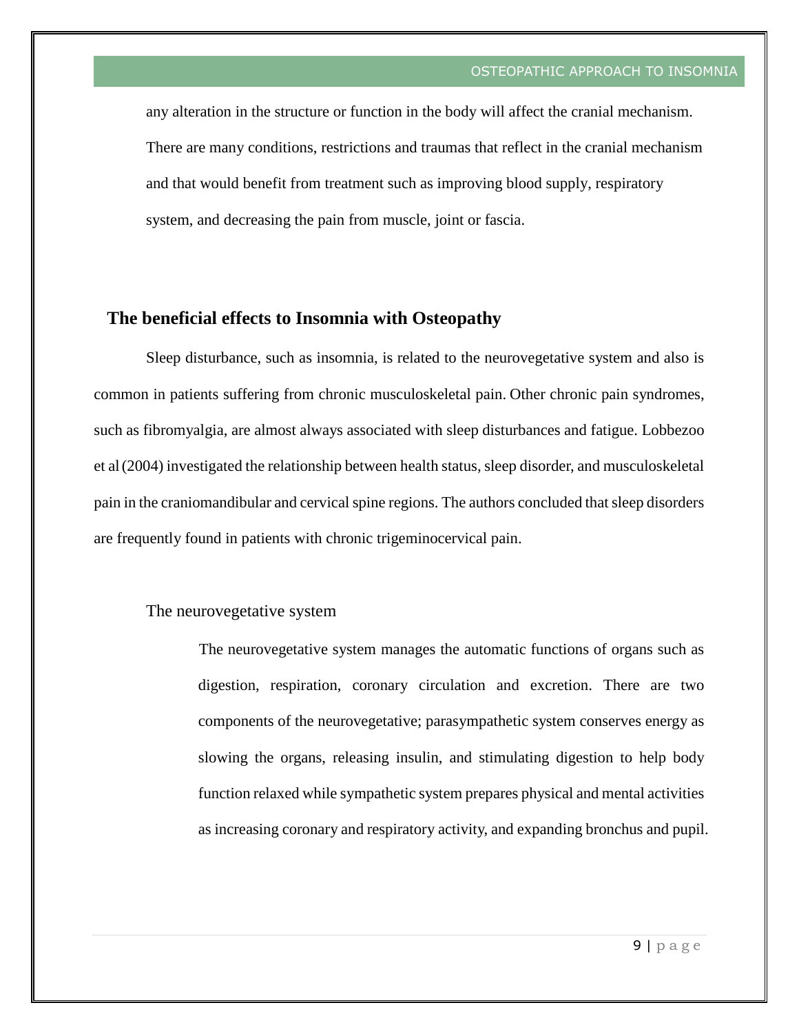any alteration in the structure or function in the body will affect the cranial mechanism. There are many conditions, restrictions and traumas that reflect in the cranial mechanism and that would benefit from treatment such as improving blood supply, respiratory system, and decreasing the pain from muscle, joint or fascia.

## The beneficial effects to Insomnia with Osteopathy

Sleep disturbance, such as insomnia, is related to the neurovegetative system and also is common in patients suffering from chronic musculoskeletal pain. Other chronic pain syndromes, such as fibromyalgia, are almost always associated with sleep disturbances and fatigue. Lobbezoo et al (2004) investigated the relationship between health status, sleep disorder, and musculoskeletal pain in the craniomandibular and cervical spine regions. The authors concluded that sleep disorders are frequently found in patients with chronic trigeminocervical pain.

### The neurovegetative system

The neurovegetative system manages the automatic functions of organs such as digestion, respiration, coronary circulation and excretion. There are two components of the neurovegetative; parasympathetic system conserves energy as slowing the organs, releasing insulin, and stimulating digestion to help body function relaxed while sympathetic system prepares physical and mental activities as increasing coronary and respiratory activity, and expanding bronchus and pupil.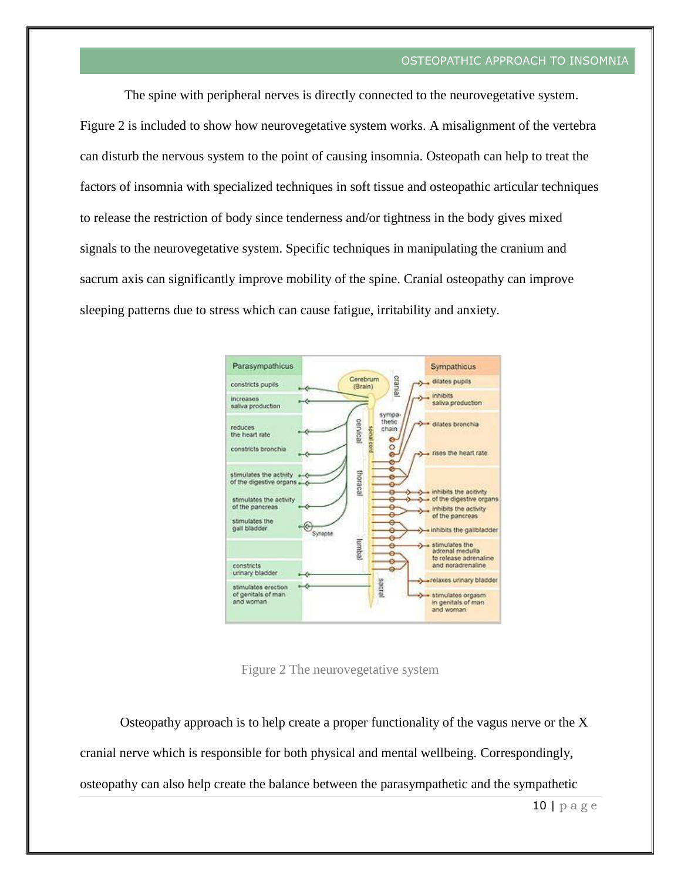The spine with peripheral nerves is directly connected to the neurovegetative system. Figure 2 is included to show how neurovegetative system works. A misalignment of the vertebra can disturb the nervous system to the point of causing insomnia. Osteopath can help to treat the factors of insomnia with specialized techniques in soft tissue and osteopathic articular techniques to release the restriction of body since tenderness and/or tightness in the body gives mixed signals to the neurovegetative system. Specific techniques in manipulating the cranium and sacrum axis can significantly improve mobility of the spine. Cranial osteopathy can improve sleeping patterns due to stress which can cause fatigue, irritability and anxiety.

Figure 2 The neurovegetative system

Osteopathy approach is to help create a proper functionality of the vagus nerve or the X cranial nerve which is responsible for both physical and mental wellbeing. Correspondingly, osteopathy can also help create the balance between the parasympathetic and the sympathetic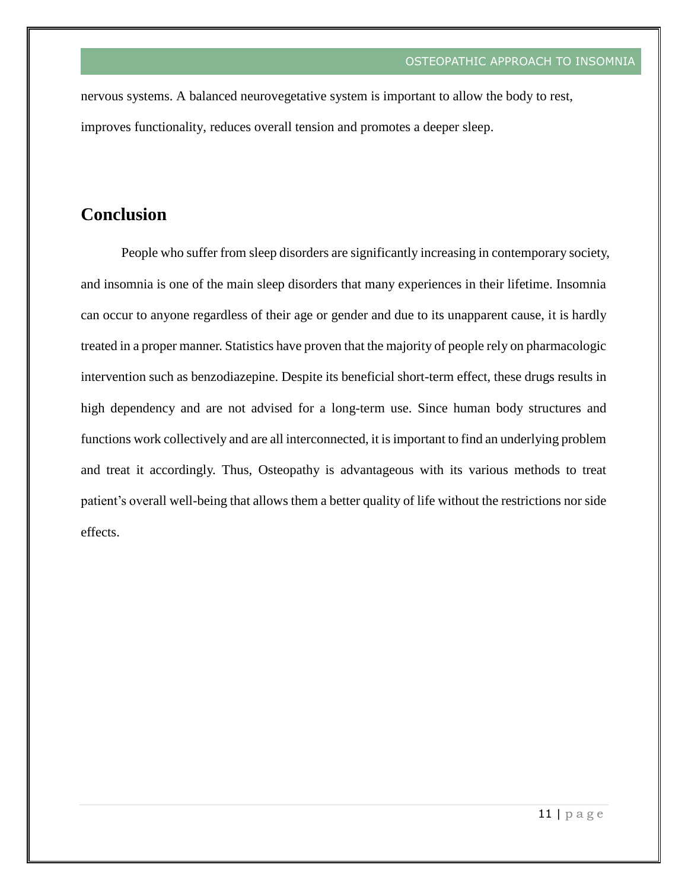nervous systems. A balanced neurovegetative system is important to allow the body to rest, improves functionality, reduces overall tension and promotes a deeper sleep.

## Conclusion

People who suffer from sleep disorders are significantly increasing in contemporary society, and insomnia is one of the main sleep disorders that many experiences in their lifetime. Insomnia can occur to anyone regardless of their age or gender and due to its unapparent cause, it is hardly treated in a proper manner. Statistics have proven that the majority of people rely on pharmacologic intervention such as benzodiazepine. Despite its beneficial short-term effect, these drugs results in high dependency and are not advised for a long-term use. Since human body structures and functions work collectively and are all interconnected, it is important to find an underlying problem and treat it accordingly. Thus, Osteopathy is advantageous with its various methods to treat patient's overall well-being that allows them a better quality of life without the restrictions nor side effects.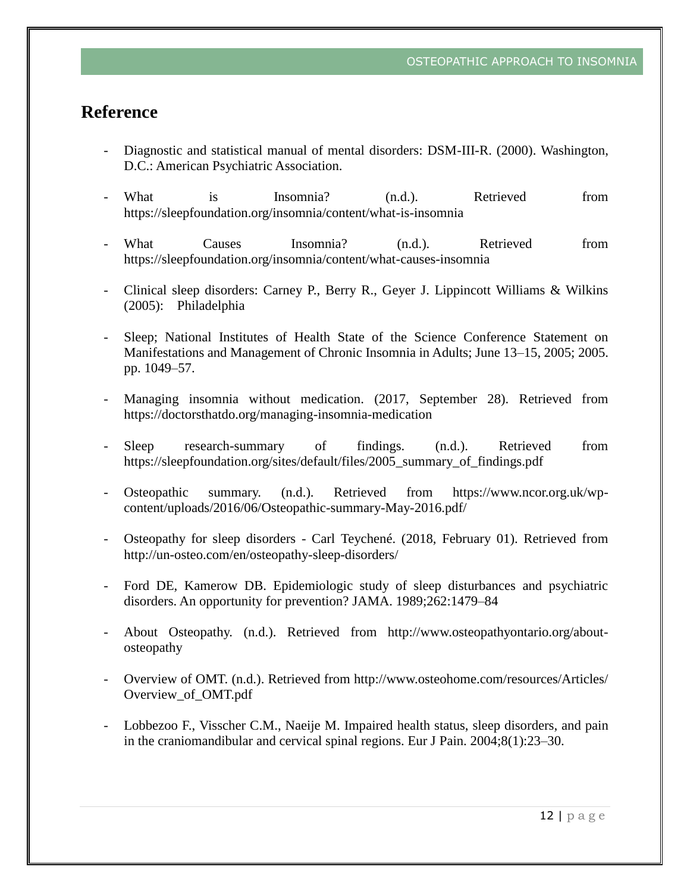# Reference

- Diagnostic and statistical manual of mental disorders: DSM-III-R. (2000). Washington, D.C.: American Psychiatric Association.
- What is Insomnia? (n.d.). Retrieved from https://sleepfoundation.org/insomnia/content/what-is-insomnia
- What Causes Insomnia? (n.d.). Retrieved from https://sleepfoundation.org/insomnia/content/what-causes-insomnia
- Clinical sleep disorders: Carney P., Berry R., Geyer J. Lippincott Williams & Wilkins (2005): Philadelphia
- Sleep; National Institutes of Health State of the Science Conference Statement on Manifestations and Management of Chronic Insomnia in Adults; June 13–15, 2005; 2005. pp. 1049–57.
- Managing insomnia without medication. (2017, September 28). Retrieved from https://doctorsthatdo.org/managing-insomnia-medication
- Sleep research-summary of findings. (n.d.). Retrieved from https://sleepfoundation.org/sites/default/files/2005_summary_of_findings.pdf
- Osteopathic summary. (n.d.). Retrieved from https://www.ncor.org.uk/wp-content/uploads/2016/06/Osteopathic-summary-May-2016.pdf/
- Osteopathy for sleep disorders - Carl Teychené. (2018, February 01). Retrieved from http://un-osteo.com/en/osteopathy-sleep-disorders/
- Ford DE, Kamerow DB. Epidemiologic study of sleep disturbances and psychiatric disorders. An opportunity for prevention? JAMA. 1989;262:1479–84
- About Osteopathy. (n.d.). Retrieved from http://www.osteopathyontario.org/about-osteopathy
- Overview of OMT. (n.d.). Retrieved from http://www.osteohome.com/resources/Articles/Overview_of_OMT.pdf
- Lobbezoo F., Visscher C.M., Naeije M. Impaired health status, sleep disorders, and pain in the craniomandibular and cervical spinal regions. Eur J Pain. 2004;8(1):23–30.